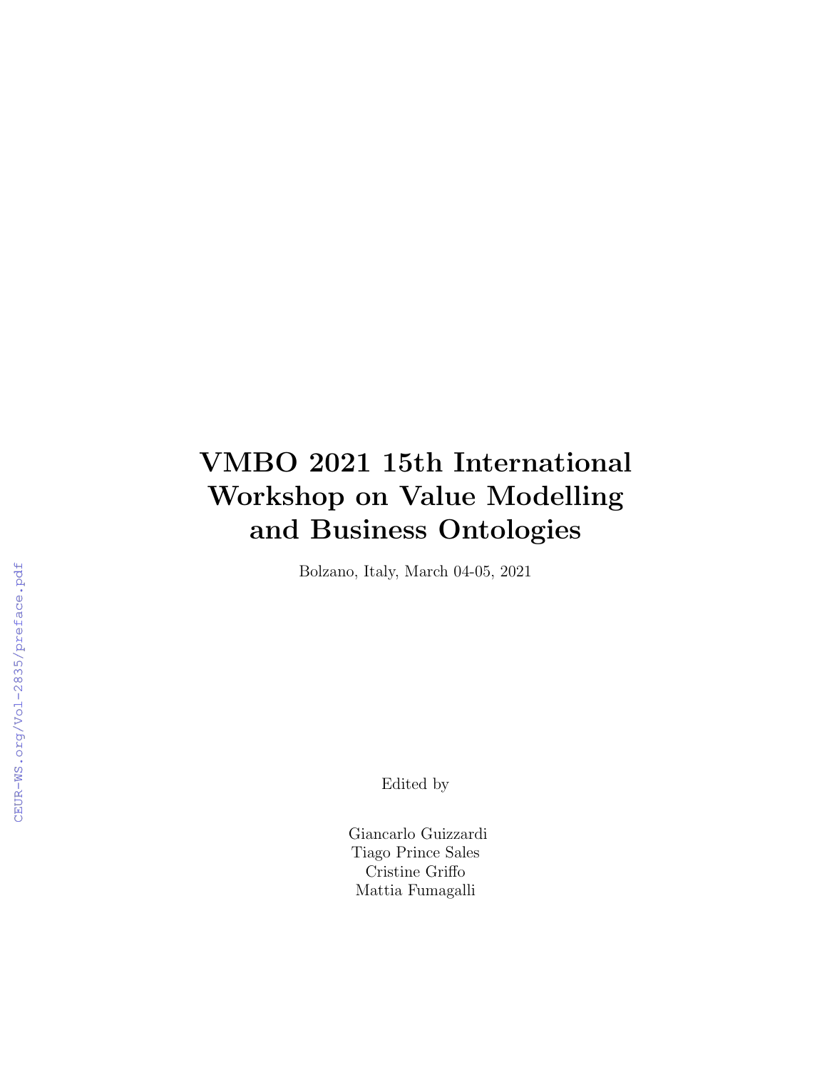# VMBO 2021 15th International Workshop on Value Modelling and Business Ontologies

Bolzano, Italy, March 04-05, 2021

Edited by

Giancarlo Guizzardi
Tiago Prince Sales
Cristine Griffo
Mattia Fumagalli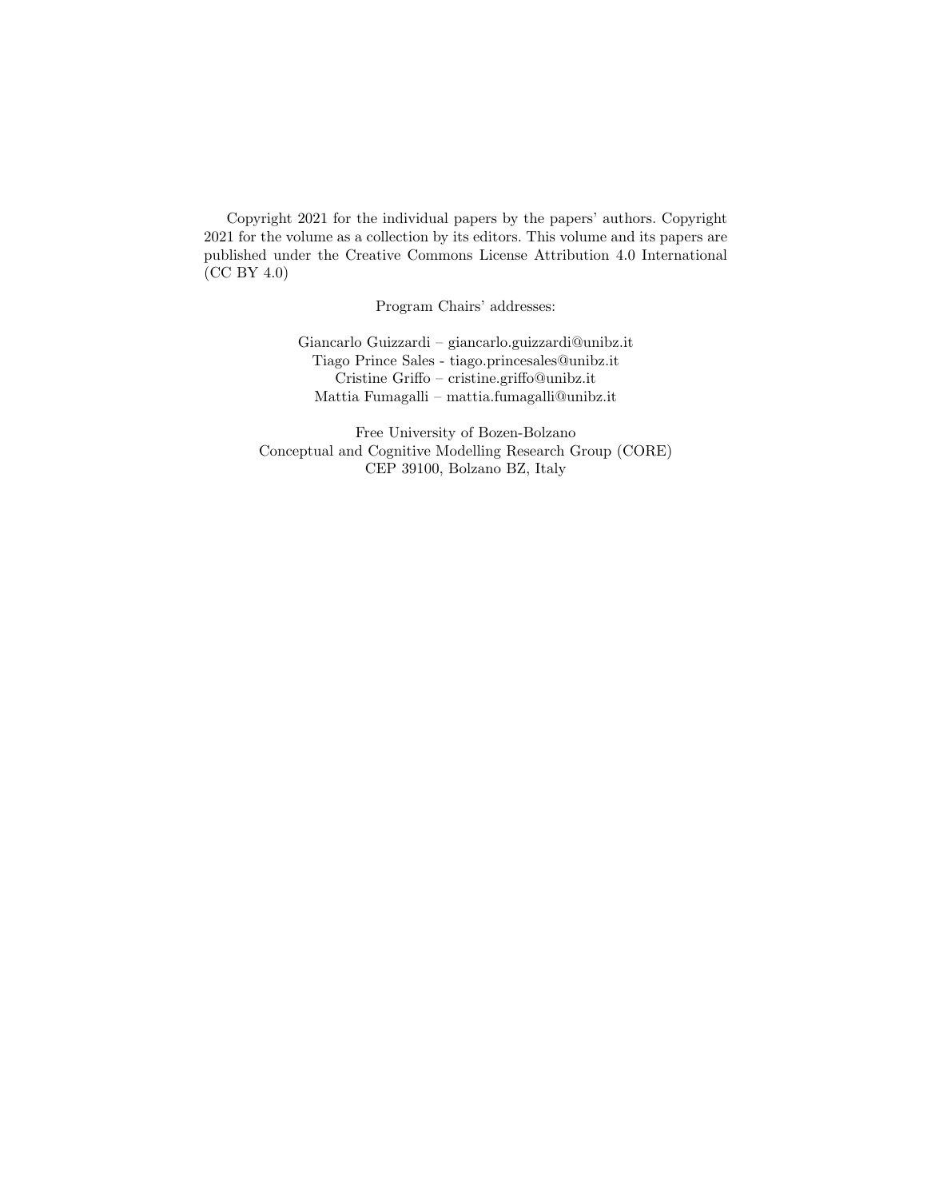Copyright 2021 for the individual papers by the papers' authors. Copyright 2021 for the volume as a collection by its editors. This volume and its papers are published under the Creative Commons License Attribution 4.0 International (CC BY 4.0)

Program Chairs' addresses:

Giancarlo Guizzardi – giancarlo.guizzardi@unibz.it
Tiago Prince Sales - tiago.princesales@unibz.it
Cristine Griffo – cristine.griffo@unibz.it
Mattia Fumagalli – mattia.fumagalli@unibz.it

Free University of Bozen-Bolzano
Conceptual and Cognitive Modelling Research Group (CORE)
CEP 39100, Bolzano BZ, Italy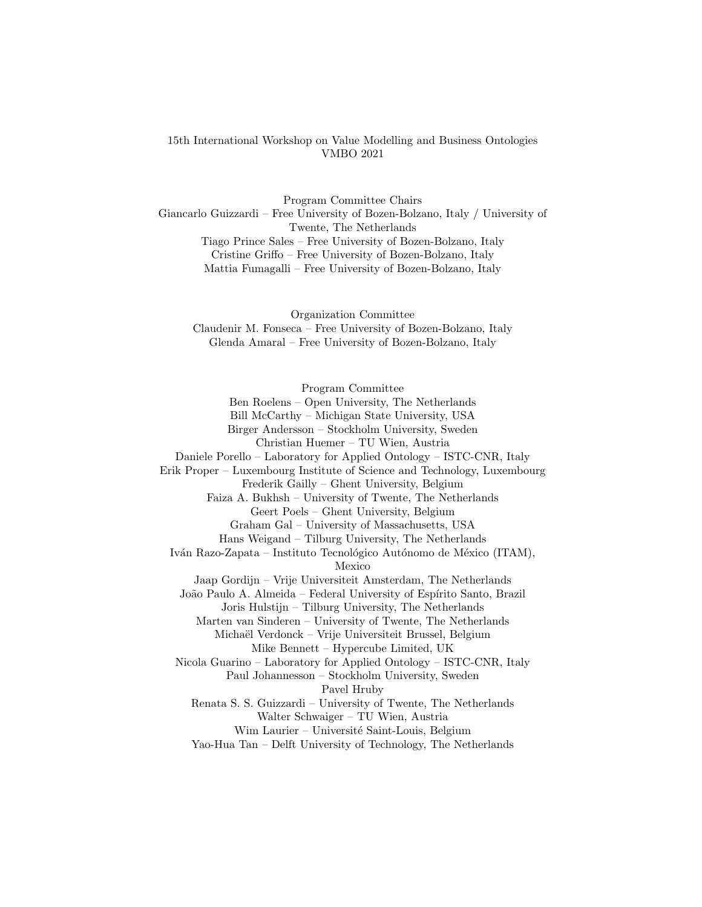15th International Workshop on Value Modelling and Business Ontologies
VMBO 2021

## Program Committee Chairs

Giancarlo Guizzardi – Free University of Bozen-Bolzano, Italy / University of Twente, The Netherlands
Tiago Prince Sales – Free University of Bozen-Bolzano, Italy
Cristine Griffo – Free University of Bozen-Bolzano, Italy
Mattia Fumagalli – Free University of Bozen-Bolzano, Italy

## Organization Committee

Claudenir M. Fonseca – Free University of Bozen-Bolzano, Italy
Glenda Amaral – Free University of Bozen-Bolzano, Italy

## Program Committee

Ben Roelens – Open University, The Netherlands
Bill McCarthy – Michigan State University, USA
Birger Andersson – Stockholm University, Sweden
Christian Huemer – TU Wien, Austria
Daniele Porello – Laboratory for Applied Ontology – ISTC-CNR, Italy
Erik Proper – Luxembourg Institute of Science and Technology, Luxembourg
Frederik Gailly – Ghent University, Belgium
Faiza A. Bukhsh – University of Twente, The Netherlands
Geert Poels – Ghent University, Belgium
Graham Gal – University of Massachusetts, USA
Hans Weigand – Tilburg University, The Netherlands
Iván Razo-Zapata – Instituto Tecnológico Autónomo de México (ITAM), Mexico
Jaap Gordijn – Vrije Universiteit Amsterdam, The Netherlands
João Paulo A. Almeida – Federal University of Espírito Santo, Brazil
Joris Hulstijn – Tilburg University, The Netherlands
Marten van Sinderen – University of Twente, The Netherlands
Michaël Verdonck – Vrije Universiteit Brussel, Belgium
Mike Bennett – Hypercube Limited, UK
Nicola Guarino – Laboratory for Applied Ontology – ISTC-CNR, Italy
Paul Johannesson – Stockholm University, Sweden
Pavel Hruby
Renata S. S. Guizzardi – University of Twente, The Netherlands
Walter Schwaiger – TU Wien, Austria
Wim Laurier – Université Saint-Louis, Belgium
Yao-Hua Tan – Delft University of Technology, The Netherlands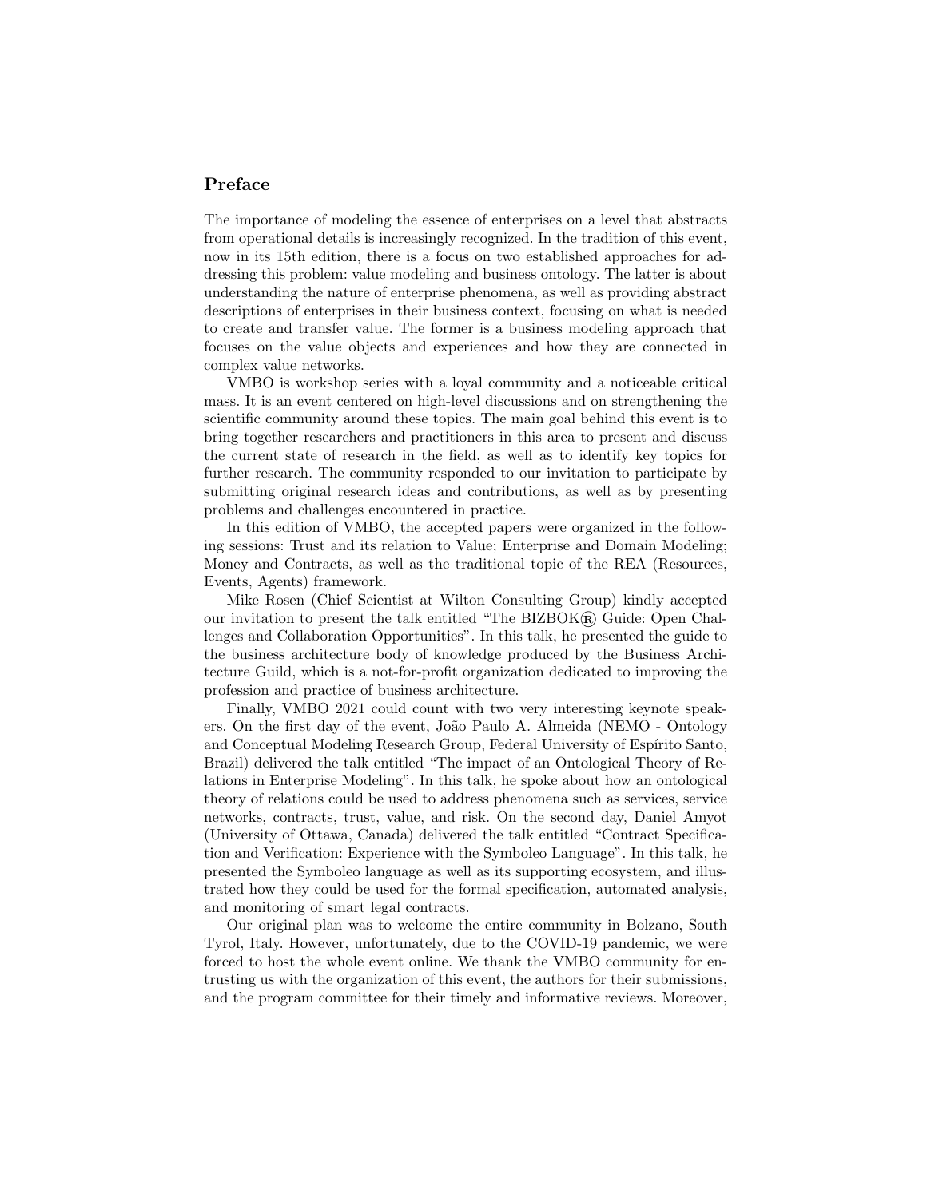## Preface

The importance of modeling the essence of enterprises on a level that abstracts from operational details is increasingly recognized. In the tradition of this event, now in its 15th edition, there is a focus on two established approaches for addressing this problem: value modeling and business ontology. The latter is about understanding the nature of enterprise phenomena, as well as providing abstract descriptions of enterprises in their business context, focusing on what is needed to create and transfer value. The former is a business modeling approach that focuses on the value objects and experiences and how they are connected in complex value networks.

VMBO is workshop series with a loyal community and a noticeable critical mass. It is an event centered on high-level discussions and on strengthening the scientific community around these topics. The main goal behind this event is to bring together researchers and practitioners in this area to present and discuss the current state of research in the field, as well as to identify key topics for further research. The community responded to our invitation to participate by submitting original research ideas and contributions, as well as by presenting problems and challenges encountered in practice.

In this edition of VMBO, the accepted papers were organized in the following sessions: Trust and its relation to Value; Enterprise and Domain Modeling; Money and Contracts, as well as the traditional topic of the REA (Resources, Events, Agents) framework.

Mike Rosen (Chief Scientist at Wilton Consulting Group) kindly accepted our invitation to present the talk entitled "The BIZBOK® Guide: Open Challenges and Collaboration Opportunities". In this talk, he presented the guide to the business architecture body of knowledge produced by the Business Architecture Guild, which is a not-for-profit organization dedicated to improving the profession and practice of business architecture.

Finally, VMBO 2021 could count with two very interesting keynote speakers. On the first day of the event, João Paulo A. Almeida (NEMO - Ontology and Conceptual Modeling Research Group, Federal University of Espírito Santo, Brazil) delivered the talk entitled "The impact of an Ontological Theory of Relations in Enterprise Modeling". In this talk, he spoke about how an ontological theory of relations could be used to address phenomena such as services, service networks, contracts, trust, value, and risk. On the second day, Daniel Amyot (University of Ottawa, Canada) delivered the talk entitled "Contract Specification and Verification: Experience with the Symboleo Language". In this talk, he presented the Symboleo language as well as its supporting ecosystem, and illustrated how they could be used for the formal specification, automated analysis, and monitoring of smart legal contracts.

Our original plan was to welcome the entire community in Bolzano, South Tyrol, Italy. However, unfortunately, due to the COVID-19 pandemic, we were forced to host the whole event online. We thank the VMBO community for entrusting us with the organization of this event, the authors for their submissions, and the program committee for their timely and informative reviews. Moreover,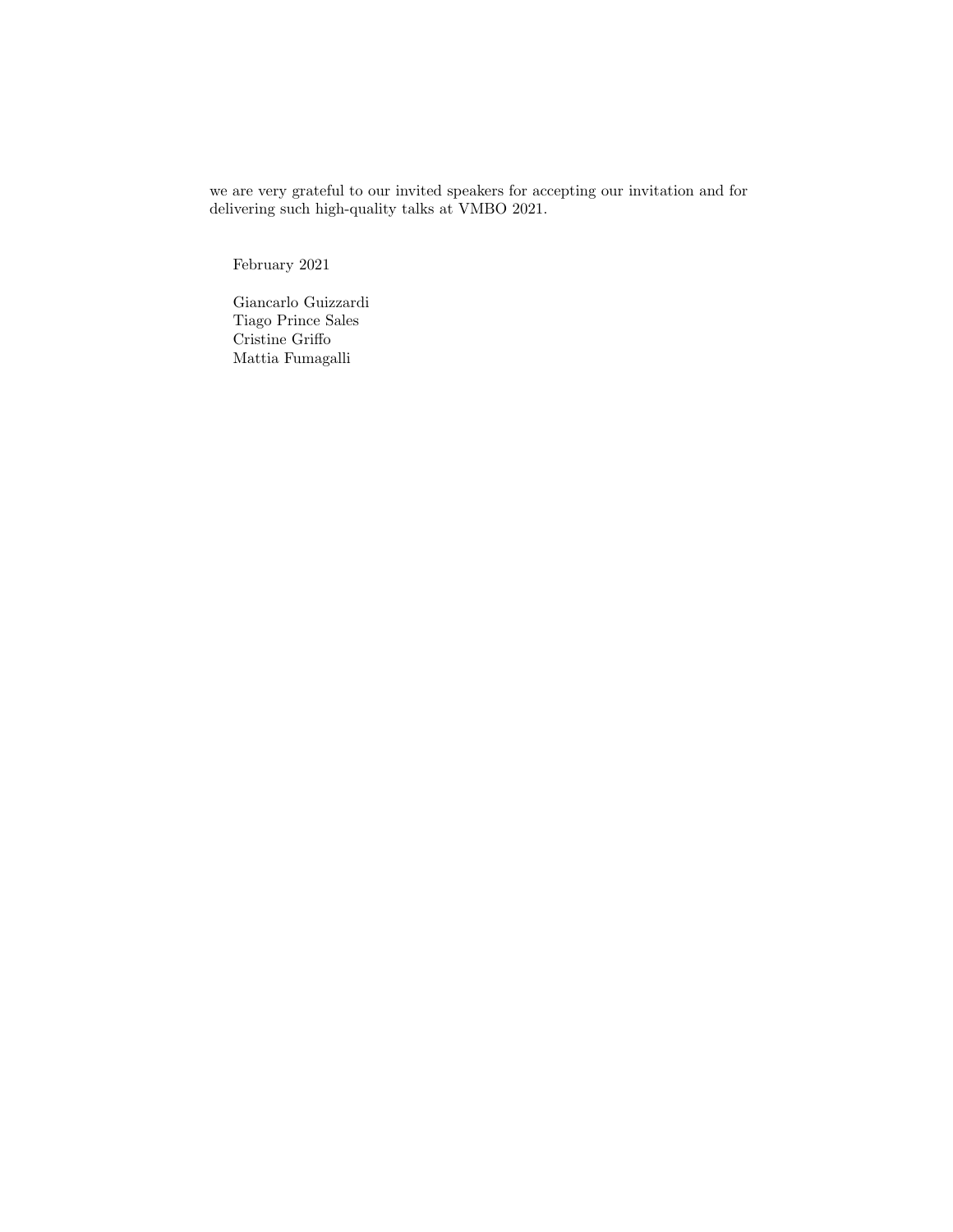we are very grateful to our invited speakers for accepting our invitation and for delivering such high-quality talks at VMBO 2021.

February 2021

Giancarlo Guizzardi
Tiago Prince Sales
Cristine Griffo
Mattia Fumagalli